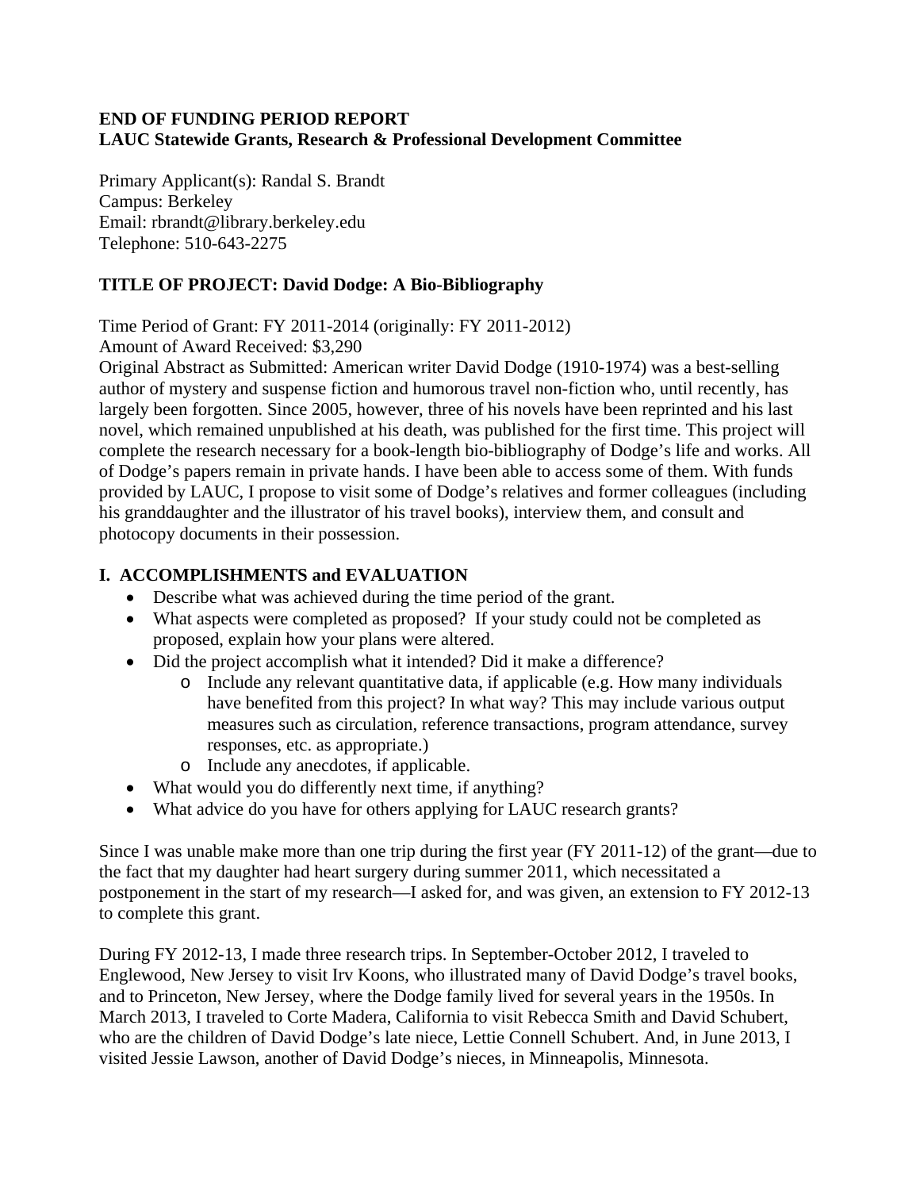**END OF FUNDING PERIOD REPORT**
**LAUC Statewide Grants, Research & Professional Development Committee**

Primary Applicant(s): Randal S. Brandt
Campus: Berkeley
Email: rbrandt@library.berkeley.edu
Telephone: 510-643-2275

**TITLE OF PROJECT: David Dodge: A Bio-Bibliography**

Time Period of Grant: FY 2011-2014 (originally: FY 2011-2012)
Amount of Award Received: $3,290
Original Abstract as Submitted: American writer David Dodge (1910-1974) was a best-selling author of mystery and suspense fiction and humorous travel non-fiction who, until recently, has largely been forgotten. Since 2005, however, three of his novels have been reprinted and his last novel, which remained unpublished at his death, was published for the first time. This project will complete the research necessary for a book-length bio-bibliography of Dodge's life and works. All of Dodge's papers remain in private hands. I have been able to access some of them. With funds provided by LAUC, I propose to visit some of Dodge's relatives and former colleagues (including his granddaughter and the illustrator of his travel books), interview them, and consult and photocopy documents in their possession.

## I. ACCOMPLISHMENTS and EVALUATION

- Describe what was achieved during the time period of the grant.
- What aspects were completed as proposed? If your study could not be completed as proposed, explain how your plans were altered.
- Did the project accomplish what it intended? Did it make a difference?
  - Include any relevant quantitative data, if applicable (e.g. How many individuals have benefited from this project? In what way? This may include various output measures such as circulation, reference transactions, program attendance, survey responses, etc. as appropriate.)
  - Include any anecdotes, if applicable.
- What would you do differently next time, if anything?
- What advice do you have for others applying for LAUC research grants?

Since I was unable make more than one trip during the first year (FY 2011-12) of the grant—due to the fact that my daughter had heart surgery during summer 2011, which necessitated a postponement in the start of my research—I asked for, and was given, an extension to FY 2012-13 to complete this grant.

During FY 2012-13, I made three research trips. In September-October 2012, I traveled to Englewood, New Jersey to visit Irv Koons, who illustrated many of David Dodge's travel books, and to Princeton, New Jersey, where the Dodge family lived for several years in the 1950s. In March 2013, I traveled to Corte Madera, California to visit Rebecca Smith and David Schubert, who are the children of David Dodge's late niece, Lettie Connell Schubert. And, in June 2013, I visited Jessie Lawson, another of David Dodge's nieces, in Minneapolis, Minnesota.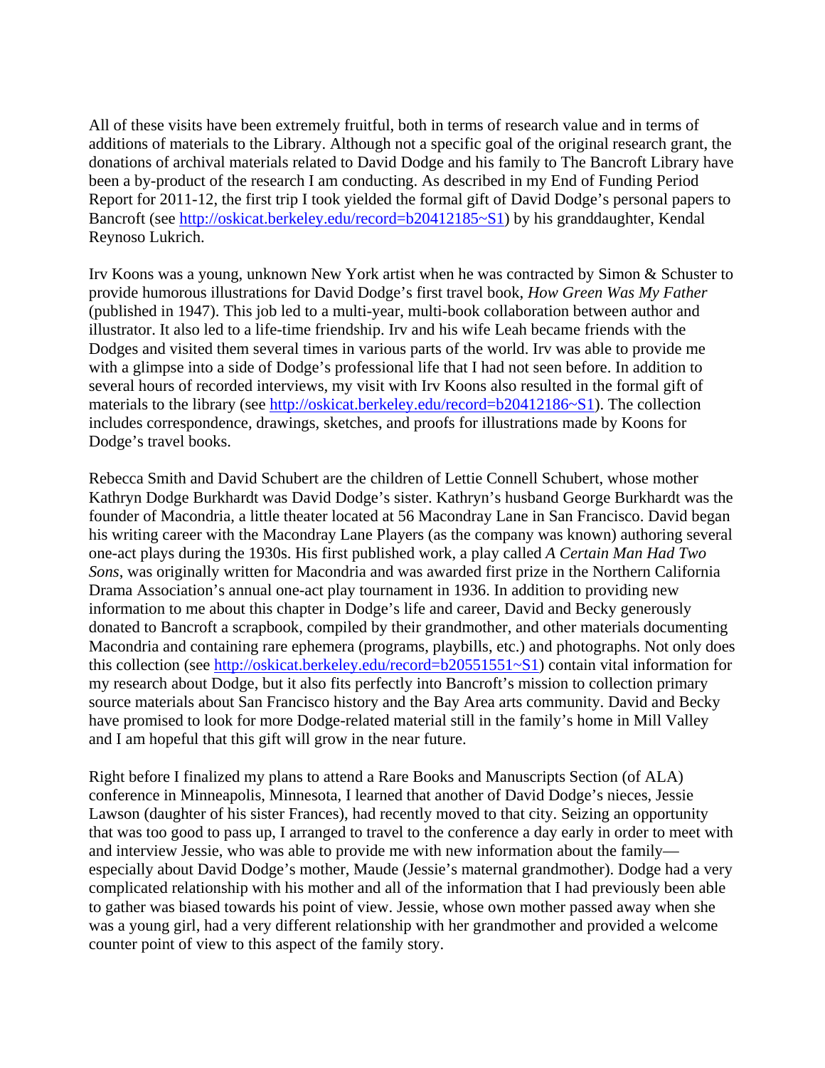All of these visits have been extremely fruitful, both in terms of research value and in terms of additions of materials to the Library. Although not a specific goal of the original research grant, the donations of archival materials related to David Dodge and his family to The Bancroft Library have been a by-product of the research I am conducting. As described in my End of Funding Period Report for 2011-12, the first trip I took yielded the formal gift of David Dodge's personal papers to Bancroft (see http://oskicat.berkeley.edu/record=b20412185~S1) by his granddaughter, Kendal Reynoso Lukrich.

Irv Koons was a young, unknown New York artist when he was contracted by Simon & Schuster to provide humorous illustrations for David Dodge's first travel book, *How Green Was My Father* (published in 1947). This job led to a multi-year, multi-book collaboration between author and illustrator. It also led to a life-time friendship. Irv and his wife Leah became friends with the Dodges and visited them several times in various parts of the world. Irv was able to provide me with a glimpse into a side of Dodge's professional life that I had not seen before. In addition to several hours of recorded interviews, my visit with Irv Koons also resulted in the formal gift of materials to the library (see http://oskicat.berkeley.edu/record=b20412186~S1). The collection includes correspondence, drawings, sketches, and proofs for illustrations made by Koons for Dodge's travel books.

Rebecca Smith and David Schubert are the children of Lettie Connell Schubert, whose mother Kathryn Dodge Burkhardt was David Dodge's sister. Kathryn's husband George Burkhardt was the founder of Macondria, a little theater located at 56 Macondray Lane in San Francisco. David began his writing career with the Macondray Lane Players (as the company was known) authoring several one-act plays during the 1930s. His first published work, a play called *A Certain Man Had Two Sons*, was originally written for Macondria and was awarded first prize in the Northern California Drama Association's annual one-act play tournament in 1936. In addition to providing new information to me about this chapter in Dodge's life and career, David and Becky generously donated to Bancroft a scrapbook, compiled by their grandmother, and other materials documenting Macondria and containing rare ephemera (programs, playbills, etc.) and photographs. Not only does this collection (see http://oskicat.berkeley.edu/record=b20551551~S1) contain vital information for my research about Dodge, but it also fits perfectly into Bancroft's mission to collection primary source materials about San Francisco history and the Bay Area arts community. David and Becky have promised to look for more Dodge-related material still in the family's home in Mill Valley and I am hopeful that this gift will grow in the near future.

Right before I finalized my plans to attend a Rare Books and Manuscripts Section (of ALA) conference in Minneapolis, Minnesota, I learned that another of David Dodge's nieces, Jessie Lawson (daughter of his sister Frances), had recently moved to that city. Seizing an opportunity that was too good to pass up, I arranged to travel to the conference a day early in order to meet with and interview Jessie, who was able to provide me with new information about the family—especially about David Dodge's mother, Maude (Jessie's maternal grandmother). Dodge had a very complicated relationship with his mother and all of the information that I had previously been able to gather was biased towards his point of view. Jessie, whose own mother passed away when she was a young girl, had a very different relationship with her grandmother and provided a welcome counter point of view to this aspect of the family story.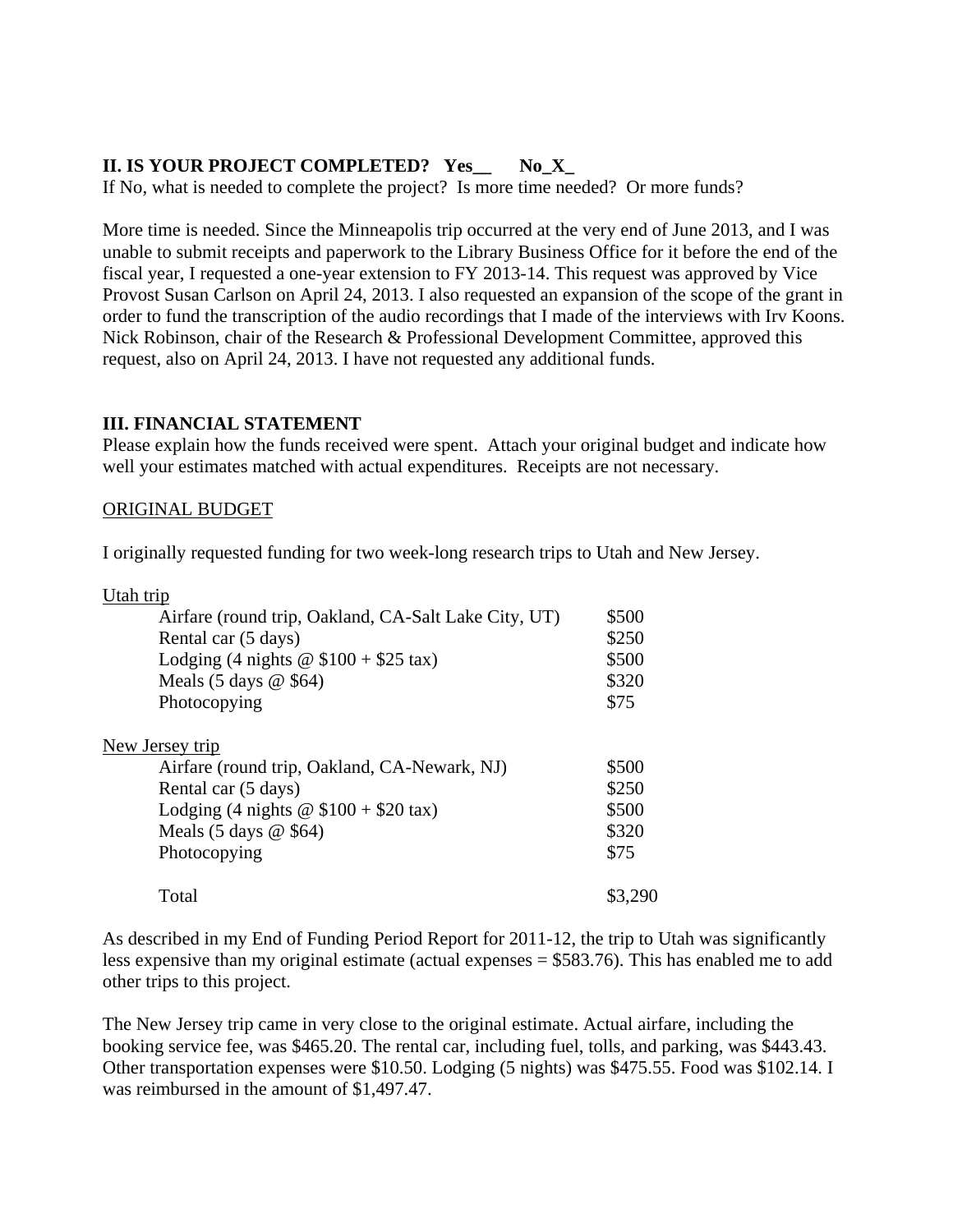**II. IS YOUR PROJECT COMPLETED? Yes__ No_X_**

If No, what is needed to complete the project? Is more time needed? Or more funds?

More time is needed. Since the Minneapolis trip occurred at the very end of June 2013, and I was unable to submit receipts and paperwork to the Library Business Office for it before the end of the fiscal year, I requested a one-year extension to FY 2013-14. This request was approved by Vice Provost Susan Carlson on April 24, 2013. I also requested an expansion of the scope of the grant in order to fund the transcription of the audio recordings that I made of the interviews with Irv Koons. Nick Robinson, chair of the Research & Professional Development Committee, approved this request, also on April 24, 2013. I have not requested any additional funds.

**III. FINANCIAL STATEMENT**

Please explain how the funds received were spent. Attach your original budget and indicate how well your estimates matched with actual expenditures. Receipts are not necessary.

<u>ORIGINAL BUDGET</u>

I originally requested funding for two week-long research trips to Utah and New Jersey.

| | |
|---|---|
| <u>Utah trip</u> | |
| Airfare (round trip, Oakland, CA-Salt Lake City, UT) | $500 |
| Rental car (5 days) | $250 |
| Lodging (4 nights @ $100 + $25 tax) | $500 |
| Meals (5 days @ $64) | $320 |
| Photocopying | $75 |
| <u>New Jersey trip</u> | |
| Airfare (round trip, Oakland, CA-Newark, NJ) | $500 |
| Rental car (5 days) | $250 |
| Lodging (4 nights @ $100 + $20 tax) | $500 |
| Meals (5 days @ $64) | $320 |
| Photocopying | $75 |
| Total | $3,290 |

As described in my End of Funding Period Report for 2011-12, the trip to Utah was significantly less expensive than my original estimate (actual expenses = $583.76). This has enabled me to add other trips to this project.

The New Jersey trip came in very close to the original estimate. Actual airfare, including the booking service fee, was $465.20. The rental car, including fuel, tolls, and parking, was $443.43. Other transportation expenses were $10.50. Lodging (5 nights) was $475.55. Food was $102.14. I was reimbursed in the amount of $1,497.47.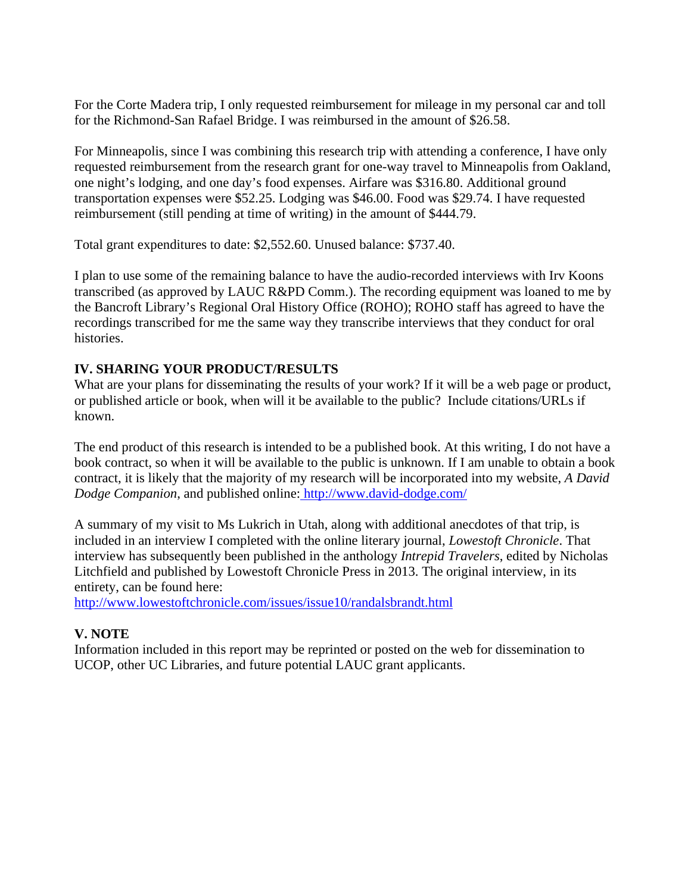For the Corte Madera trip, I only requested reimbursement for mileage in my personal car and toll for the Richmond-San Rafael Bridge. I was reimbursed in the amount of $26.58.

For Minneapolis, since I was combining this research trip with attending a conference, I have only requested reimbursement from the research grant for one-way travel to Minneapolis from Oakland, one night's lodging, and one day's food expenses. Airfare was $316.80. Additional ground transportation expenses were $52.25. Lodging was $46.00. Food was $29.74. I have requested reimbursement (still pending at time of writing) in the amount of $444.79.

Total grant expenditures to date: $2,552.60. Unused balance: $737.40.

I plan to use some of the remaining balance to have the audio-recorded interviews with Irv Koons transcribed (as approved by LAUC R&PD Comm.). The recording equipment was loaned to me by the Bancroft Library's Regional Oral History Office (ROHO); ROHO staff has agreed to have the recordings transcribed for me the same way they transcribe interviews that they conduct for oral histories.

## IV. SHARING YOUR PRODUCT/RESULTS

What are your plans for disseminating the results of your work? If it will be a web page or product, or published article or book, when will it be available to the public? Include citations/URLs if known.

The end product of this research is intended to be a published book. At this writing, I do not have a book contract, so when it will be available to the public is unknown. If I am unable to obtain a book contract, it is likely that the majority of my research will be incorporated into my website, *A David Dodge Companion*, and published online: http://www.david-dodge.com/

A summary of my visit to Ms Lukrich in Utah, along with additional anecdotes of that trip, is included in an interview I completed with the online literary journal, *Lowestoft Chronicle*. That interview has subsequently been published in the anthology *Intrepid Travelers*, edited by Nicholas Litchfield and published by Lowestoft Chronicle Press in 2013. The original interview, in its entirety, can be found here:
http://www.lowestoftchronicle.com/issues/issue10/randalsbrandt.html

## V. NOTE

Information included in this report may be reprinted or posted on the web for dissemination to UCOP, other UC Libraries, and future potential LAUC grant applicants.